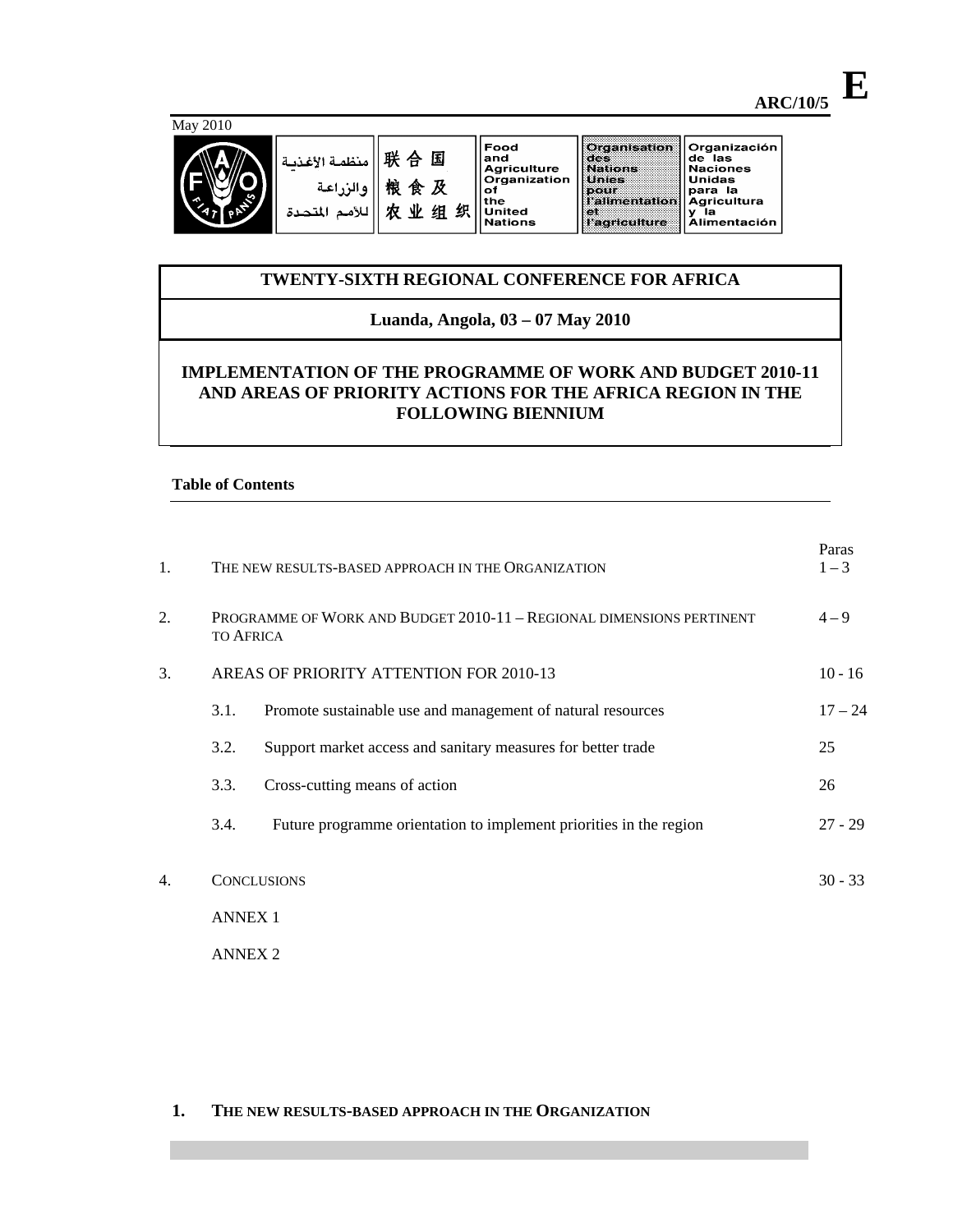**E**

**ARC/10/5**

May 2010

| منظمة الأغذية والزراعة للأمم المتحدة | 联合国粮食及农业组织 | Food and Agriculture Organization of the United Nations | Organisation des Nations Unies pour l'alimentation et l'agriculture | Organización de las Naciones Unidas para la Agricultura y la Alimentación |
|---|---|---|---|---|

# TWENTY-SIXTH REGIONAL CONFERENCE FOR AFRICA

## Luanda, Angola, 03 – 07 May 2010

## IMPLEMENTATION OF THE PROGRAMME OF WORK AND BUDGET 2010-11 AND AREAS OF PRIORITY ACTIONS FOR THE AFRICA REGION IN THE FOLLOWING BIENNIUM

**Table of Contents**

| | | Paras |
|---|---|---|
| 1. | THE NEW RESULTS-BASED APPROACH IN THE ORGANIZATION | 1 – 3 |
| 2. | PROGRAMME OF WORK AND BUDGET 2010-11 – REGIONAL DIMENSIONS PERTINENT TO AFRICA | 4 – 9 |
| 3. | AREAS OF PRIORITY ATTENTION FOR 2010-13 | 10 - 16 |
| | 3.1. Promote sustainable use and management of natural resources | 17 – 24 |
| | 3.2. Support market access and sanitary measures for better trade | 25 |
| | 3.3. Cross-cutting means of action | 26 |
| | 3.4. Future programme orientation to implement priorities in the region | 27 - 29 |
| 4. | CONCLUSIONS | 30 - 33 |
| | ANNEX 1 | |
| | ANNEX 2 | |

## 1. THE NEW RESULTS-BASED APPROACH IN THE ORGANIZATION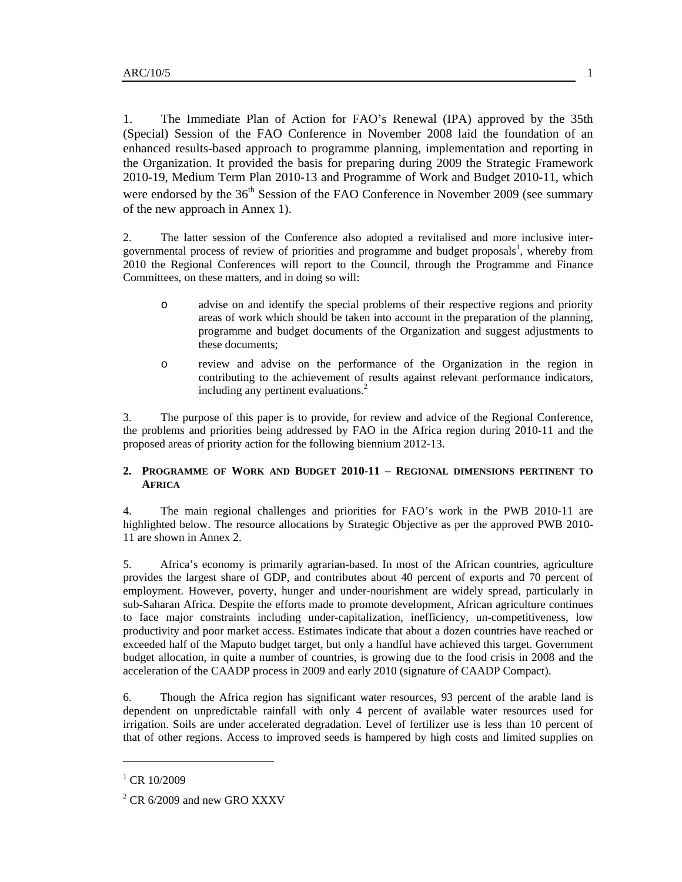1. The Immediate Plan of Action for FAO's Renewal (IPA) approved by the 35th (Special) Session of the FAO Conference in November 2008 laid the foundation of an enhanced results-based approach to programme planning, implementation and reporting in the Organization. It provided the basis for preparing during 2009 the Strategic Framework 2010-19, Medium Term Plan 2010-13 and Programme of Work and Budget 2010-11, which were endorsed by the 36th Session of the FAO Conference in November 2009 (see summary of the new approach in Annex 1).

2. The latter session of the Conference also adopted a revitalised and more inclusive inter-governmental process of review of priorities and programme and budget proposals[1], whereby from 2010 the Regional Conferences will report to the Council, through the Programme and Finance Committees, on these matters, and in doing so will:

- advise on and identify the special problems of their respective regions and priority areas of work which should be taken into account in the preparation of the planning, programme and budget documents of the Organization and suggest adjustments to these documents;
- review and advise on the performance of the Organization in the region in contributing to the achievement of results against relevant performance indicators, including any pertinent evaluations.[2]

3. The purpose of this paper is to provide, for review and advice of the Regional Conference, the problems and priorities being addressed by FAO in the Africa region during 2010-11 and the proposed areas of priority action for the following biennium 2012-13.

## 2. PROGRAMME OF WORK AND BUDGET 2010-11 – REGIONAL DIMENSIONS PERTINENT TO AFRICA

4. The main regional challenges and priorities for FAO's work in the PWB 2010-11 are highlighted below. The resource allocations by Strategic Objective as per the approved PWB 2010-11 are shown in Annex 2.

5. Africa's economy is primarily agrarian-based. In most of the African countries, agriculture provides the largest share of GDP, and contributes about 40 percent of exports and 70 percent of employment. However, poverty, hunger and under-nourishment are widely spread, particularly in sub-Saharan Africa. Despite the efforts made to promote development, African agriculture continues to face major constraints including under-capitalization, inefficiency, un-competitiveness, low productivity and poor market access. Estimates indicate that about a dozen countries have reached or exceeded half of the Maputo budget target, but only a handful have achieved this target. Government budget allocation, in quite a number of countries, is growing due to the food crisis in 2008 and the acceleration of the CAADP process in 2009 and early 2010 (signature of CAADP Compact).

6. Though the Africa region has significant water resources, 93 percent of the arable land is dependent on unpredictable rainfall with only 4 percent of available water resources used for irrigation. Soils are under accelerated degradation. Level of fertilizer use is less than 10 percent of that of other regions. Access to improved seeds is hampered by high costs and limited supplies on

---

[1] CR 10/2009

[2] CR 6/2009 and new GRO XXXV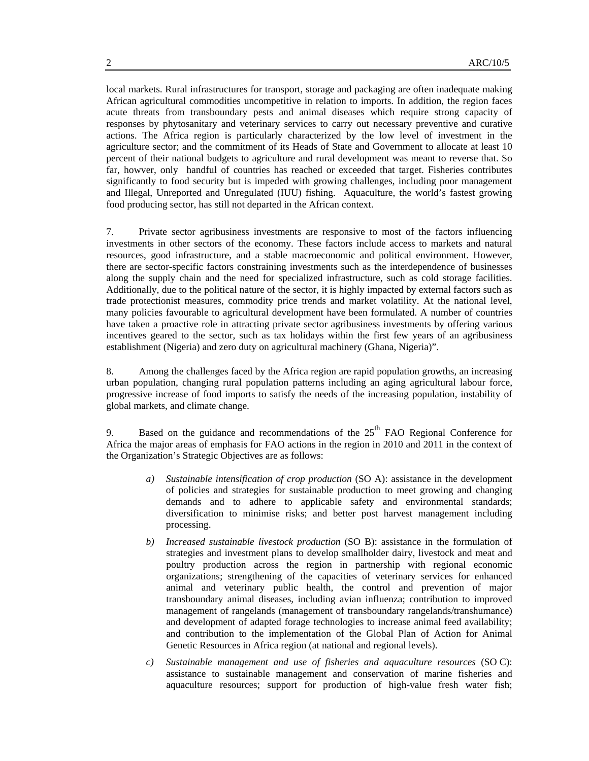local markets. Rural infrastructures for transport, storage and packaging are often inadequate making African agricultural commodities uncompetitive in relation to imports. In addition, the region faces acute threats from transboundary pests and animal diseases which require strong capacity of responses by phytosanitary and veterinary services to carry out necessary preventive and curative actions. The Africa region is particularly characterized by the low level of investment in the agriculture sector; and the commitment of its Heads of State and Government to allocate at least 10 percent of their national budgets to agriculture and rural development was meant to reverse that. So far, howver, only handful of countries has reached or exceeded that target. Fisheries contributes significantly to food security but is impeded with growing challenges, including poor management and Illegal, Unreported and Unregulated (IUU) fishing. Aquaculture, the world's fastest growing food producing sector, has still not departed in the African context.

7. Private sector agribusiness investments are responsive to most of the factors influencing investments in other sectors of the economy. These factors include access to markets and natural resources, good infrastructure, and a stable macroeconomic and political environment. However, there are sector-specific factors constraining investments such as the interdependence of businesses along the supply chain and the need for specialized infrastructure, such as cold storage facilities. Additionally, due to the political nature of the sector, it is highly impacted by external factors such as trade protectionist measures, commodity price trends and market volatility. At the national level, many policies favourable to agricultural development have been formulated. A number of countries have taken a proactive role in attracting private sector agribusiness investments by offering various incentives geared to the sector, such as tax holidays within the first few years of an agribusiness establishment (Nigeria) and zero duty on agricultural machinery (Ghana, Nigeria)".

8. Among the challenges faced by the Africa region are rapid population growths, an increasing urban population, changing rural population patterns including an aging agricultural labour force, progressive increase of food imports to satisfy the needs of the increasing population, instability of global markets, and climate change.

9. Based on the guidance and recommendations of the 25th FAO Regional Conference for Africa the major areas of emphasis for FAO actions in the region in 2010 and 2011 in the context of the Organization's Strategic Objectives are as follows:

*a) Sustainable intensification of crop production* (SO A): assistance in the development of policies and strategies for sustainable production to meet growing and changing demands and to adhere to applicable safety and environmental standards; diversification to minimise risks; and better post harvest management including processing.

*b) Increased sustainable livestock production* (SO B): assistance in the formulation of strategies and investment plans to develop smallholder dairy, livestock and meat and poultry production across the region in partnership with regional economic organizations; strengthening of the capacities of veterinary services for enhanced animal and veterinary public health, the control and prevention of major transboundary animal diseases, including avian influenza; contribution to improved management of rangelands (management of transboundary rangelands/transhumance) and development of adapted forage technologies to increase animal feed availability; and contribution to the implementation of the Global Plan of Action for Animal Genetic Resources in Africa region (at national and regional levels).

*c) Sustainable management and use of fisheries and aquaculture resources* (SO C): assistance to sustainable management and conservation of marine fisheries and aquaculture resources; support for production of high-value fresh water fish;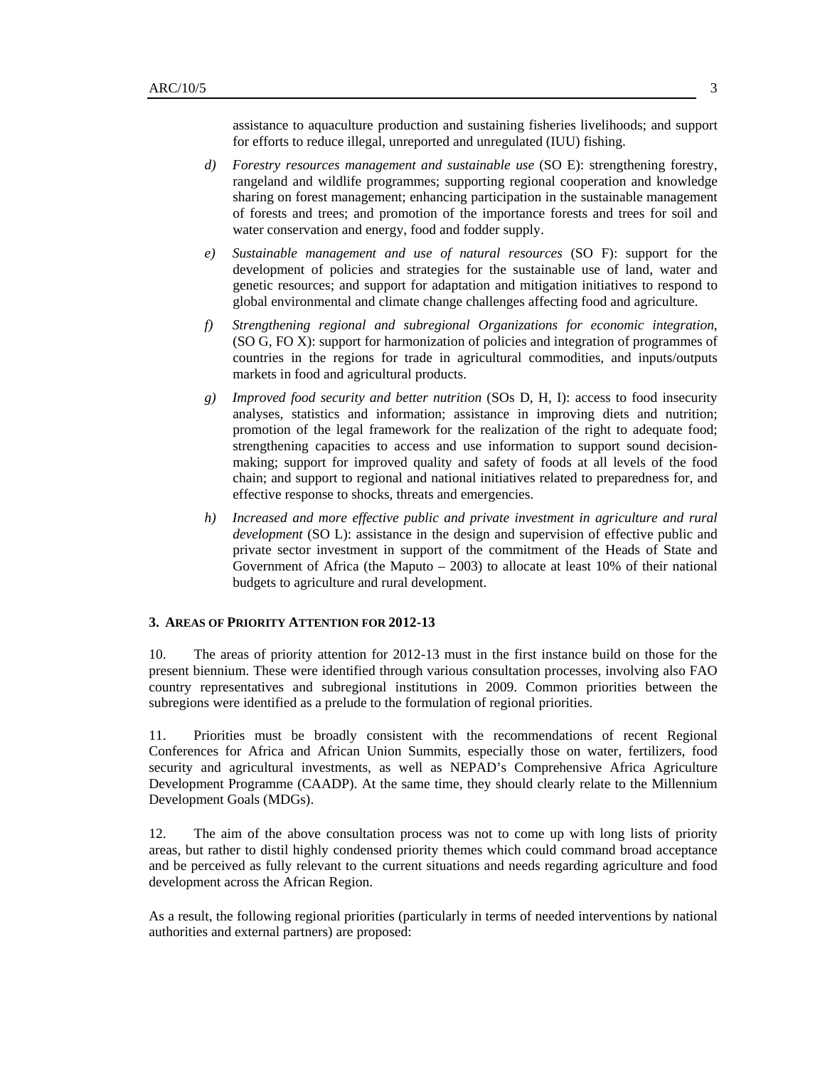assistance to aquaculture production and sustaining fisheries livelihoods; and support for efforts to reduce illegal, unreported and unregulated (IUU) fishing.

d) *Forestry resources management and sustainable use* (SO E): strengthening forestry, rangeland and wildlife programmes; supporting regional cooperation and knowledge sharing on forest management; enhancing participation in the sustainable management of forests and trees; and promotion of the importance forests and trees for soil and water conservation and energy, food and fodder supply.

e) *Sustainable management and use of natural resources* (SO F): support for the development of policies and strategies for the sustainable use of land, water and genetic resources; and support for adaptation and mitigation initiatives to respond to global environmental and climate change challenges affecting food and agriculture.

f) *Strengthening regional and subregional Organizations for economic integration*, (SO G, FO X): support for harmonization of policies and integration of programmes of countries in the regions for trade in agricultural commodities, and inputs/outputs markets in food and agricultural products.

g) *Improved food security and better nutrition* (SOs D, H, I): access to food insecurity analyses, statistics and information; assistance in improving diets and nutrition; promotion of the legal framework for the realization of the right to adequate food; strengthening capacities to access and use information to support sound decision-making; support for improved quality and safety of foods at all levels of the food chain; and support to regional and national initiatives related to preparedness for, and effective response to shocks, threats and emergencies.

h) *Increased and more effective public and private investment in agriculture and rural development* (SO L): assistance in the design and supervision of effective public and private sector investment in support of the commitment of the Heads of State and Government of Africa (the Maputo – 2003) to allocate at least 10% of their national budgets to agriculture and rural development.

### 3. Areas of Priority Attention for 2012-13

10. The areas of priority attention for 2012-13 must in the first instance build on those for the present biennium. These were identified through various consultation processes, involving also FAO country representatives and subregional institutions in 2009. Common priorities between the subregions were identified as a prelude to the formulation of regional priorities.

11. Priorities must be broadly consistent with the recommendations of recent Regional Conferences for Africa and African Union Summits, especially those on water, fertilizers, food security and agricultural investments, as well as NEPAD's Comprehensive Africa Agriculture Development Programme (CAADP). At the same time, they should clearly relate to the Millennium Development Goals (MDGs).

12. The aim of the above consultation process was not to come up with long lists of priority areas, but rather to distil highly condensed priority themes which could command broad acceptance and be perceived as fully relevant to the current situations and needs regarding agriculture and food development across the African Region.

As a result, the following regional priorities (particularly in terms of needed interventions by national authorities and external partners) are proposed: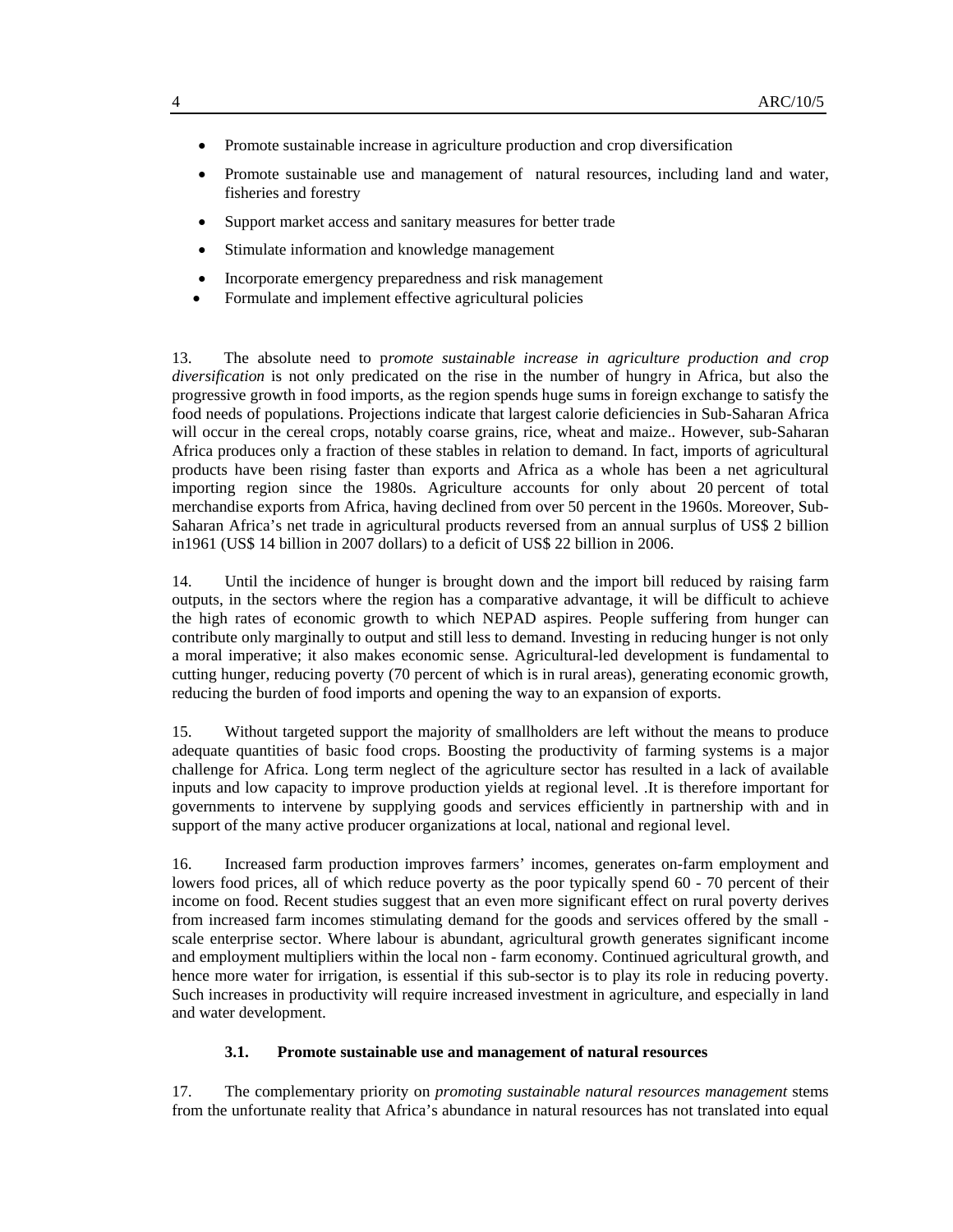- Promote sustainable increase in agriculture production and crop diversification
- Promote sustainable use and management of natural resources, including land and water, fisheries and forestry
- Support market access and sanitary measures for better trade
- Stimulate information and knowledge management
- Incorporate emergency preparedness and risk management
- Formulate and implement effective agricultural policies

13. The absolute need to p*romote sustainable increase in agriculture production and crop diversification* is not only predicated on the rise in the number of hungry in Africa, but also the progressive growth in food imports, as the region spends huge sums in foreign exchange to satisfy the food needs of populations. Projections indicate that largest calorie deficiencies in Sub-Saharan Africa will occur in the cereal crops, notably coarse grains, rice, wheat and maize.. However, sub-Saharan Africa produces only a fraction of these stables in relation to demand. In fact, imports of agricultural products have been rising faster than exports and Africa as a whole has been a net agricultural importing region since the 1980s. Agriculture accounts for only about 20 percent of total merchandise exports from Africa, having declined from over 50 percent in the 1960s. Moreover, Sub-Saharan Africa's net trade in agricultural products reversed from an annual surplus of US$ 2 billion in1961 (US$ 14 billion in 2007 dollars) to a deficit of US$ 22 billion in 2006.

14. Until the incidence of hunger is brought down and the import bill reduced by raising farm outputs, in the sectors where the region has a comparative advantage, it will be difficult to achieve the high rates of economic growth to which NEPAD aspires. People suffering from hunger can contribute only marginally to output and still less to demand. Investing in reducing hunger is not only a moral imperative; it also makes economic sense. Agricultural-led development is fundamental to cutting hunger, reducing poverty (70 percent of which is in rural areas), generating economic growth, reducing the burden of food imports and opening the way to an expansion of exports.

15. Without targeted support the majority of smallholders are left without the means to produce adequate quantities of basic food crops. Boosting the productivity of farming systems is a major challenge for Africa. Long term neglect of the agriculture sector has resulted in a lack of available inputs and low capacity to improve production yields at regional level. .It is therefore important for governments to intervene by supplying goods and services efficiently in partnership with and in support of the many active producer organizations at local, national and regional level.

16. Increased farm production improves farmers' incomes, generates on-farm employment and lowers food prices, all of which reduce poverty as the poor typically spend 60 - 70 percent of their income on food. Recent studies suggest that an even more significant effect on rural poverty derives from increased farm incomes stimulating demand for the goods and services offered by the small - scale enterprise sector. Where labour is abundant, agricultural growth generates significant income and employment multipliers within the local non - farm economy. Continued agricultural growth, and hence more water for irrigation, is essential if this sub-sector is to play its role in reducing poverty. Such increases in productivity will require increased investment in agriculture, and especially in land and water development.

### 3.1. Promote sustainable use and management of natural resources

17. The complementary priority on *promoting sustainable natural resources management* stems from the unfortunate reality that Africa's abundance in natural resources has not translated into equal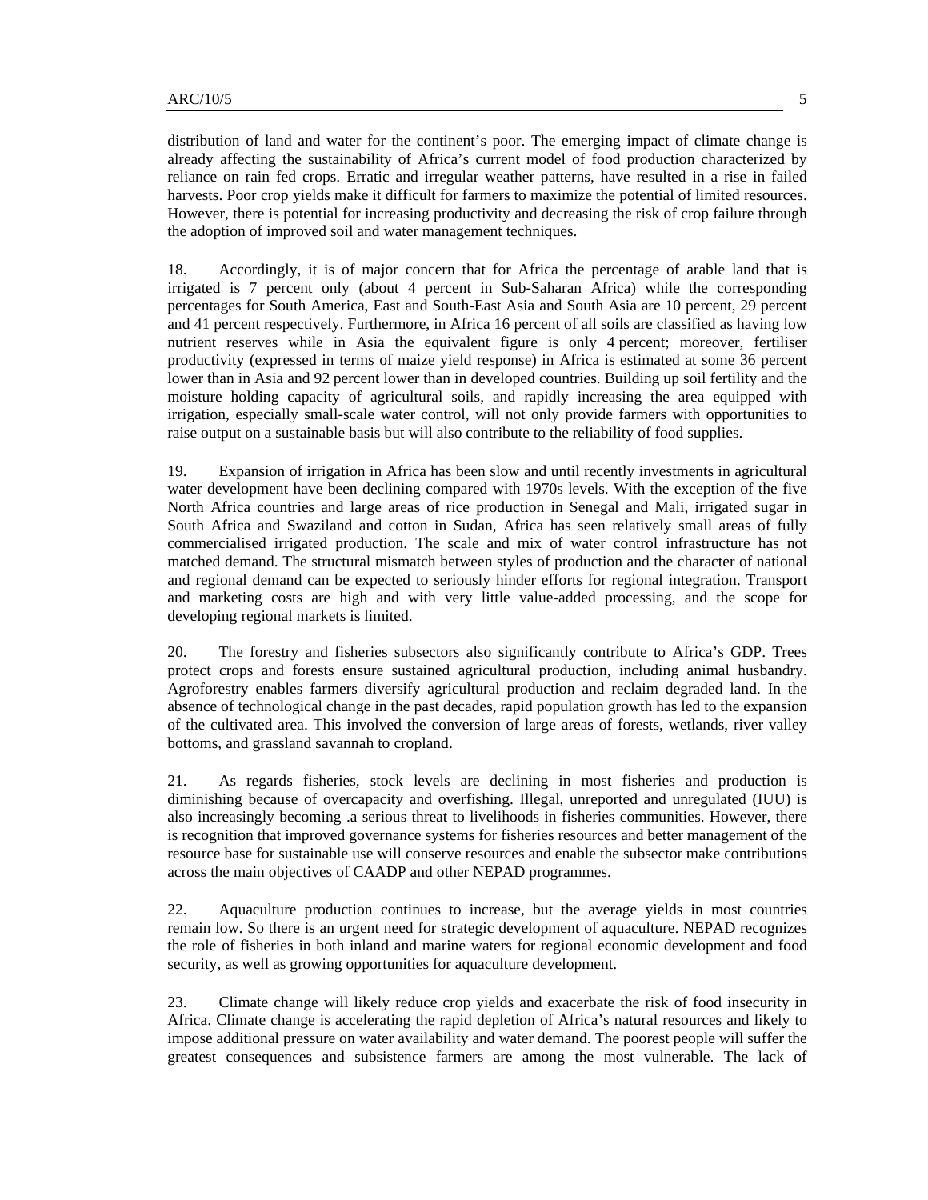distribution of land and water for the continent's poor. The emerging impact of climate change is already affecting the sustainability of Africa's current model of food production characterized by reliance on rain fed crops. Erratic and irregular weather patterns, have resulted in a rise in failed harvests. Poor crop yields make it difficult for farmers to maximize the potential of limited resources. However, there is potential for increasing productivity and decreasing the risk of crop failure through the adoption of improved soil and water management techniques.

18. Accordingly, it is of major concern that for Africa the percentage of arable land that is irrigated is 7 percent only (about 4 percent in Sub-Saharan Africa) while the corresponding percentages for South America, East and South-East Asia and South Asia are 10 percent, 29 percent and 41 percent respectively. Furthermore, in Africa 16 percent of all soils are classified as having low nutrient reserves while in Asia the equivalent figure is only 4 percent; moreover, fertiliser productivity (expressed in terms of maize yield response) in Africa is estimated at some 36 percent lower than in Asia and 92 percent lower than in developed countries. Building up soil fertility and the moisture holding capacity of agricultural soils, and rapidly increasing the area equipped with irrigation, especially small-scale water control, will not only provide farmers with opportunities to raise output on a sustainable basis but will also contribute to the reliability of food supplies.

19. Expansion of irrigation in Africa has been slow and until recently investments in agricultural water development have been declining compared with 1970s levels. With the exception of the five North Africa countries and large areas of rice production in Senegal and Mali, irrigated sugar in South Africa and Swaziland and cotton in Sudan, Africa has seen relatively small areas of fully commercialised irrigated production. The scale and mix of water control infrastructure has not matched demand. The structural mismatch between styles of production and the character of national and regional demand can be expected to seriously hinder efforts for regional integration. Transport and marketing costs are high and with very little value-added processing, and the scope for developing regional markets is limited.

20. The forestry and fisheries subsectors also significantly contribute to Africa's GDP. Trees protect crops and forests ensure sustained agricultural production, including animal husbandry. Agroforestry enables farmers diversify agricultural production and reclaim degraded land. In the absence of technological change in the past decades, rapid population growth has led to the expansion of the cultivated area. This involved the conversion of large areas of forests, wetlands, river valley bottoms, and grassland savannah to cropland.

21. As regards fisheries, stock levels are declining in most fisheries and production is diminishing because of overcapacity and overfishing. Illegal, unreported and unregulated (IUU) is also increasingly becoming .a serious threat to livelihoods in fisheries communities. However, there is recognition that improved governance systems for fisheries resources and better management of the resource base for sustainable use will conserve resources and enable the subsector make contributions across the main objectives of CAADP and other NEPAD programmes.

22. Aquaculture production continues to increase, but the average yields in most countries remain low. So there is an urgent need for strategic development of aquaculture. NEPAD recognizes the role of fisheries in both inland and marine waters for regional economic development and food security, as well as growing opportunities for aquaculture development.

23. Climate change will likely reduce crop yields and exacerbate the risk of food insecurity in Africa. Climate change is accelerating the rapid depletion of Africa's natural resources and likely to impose additional pressure on water availability and water demand. The poorest people will suffer the greatest consequences and subsistence farmers are among the most vulnerable. The lack of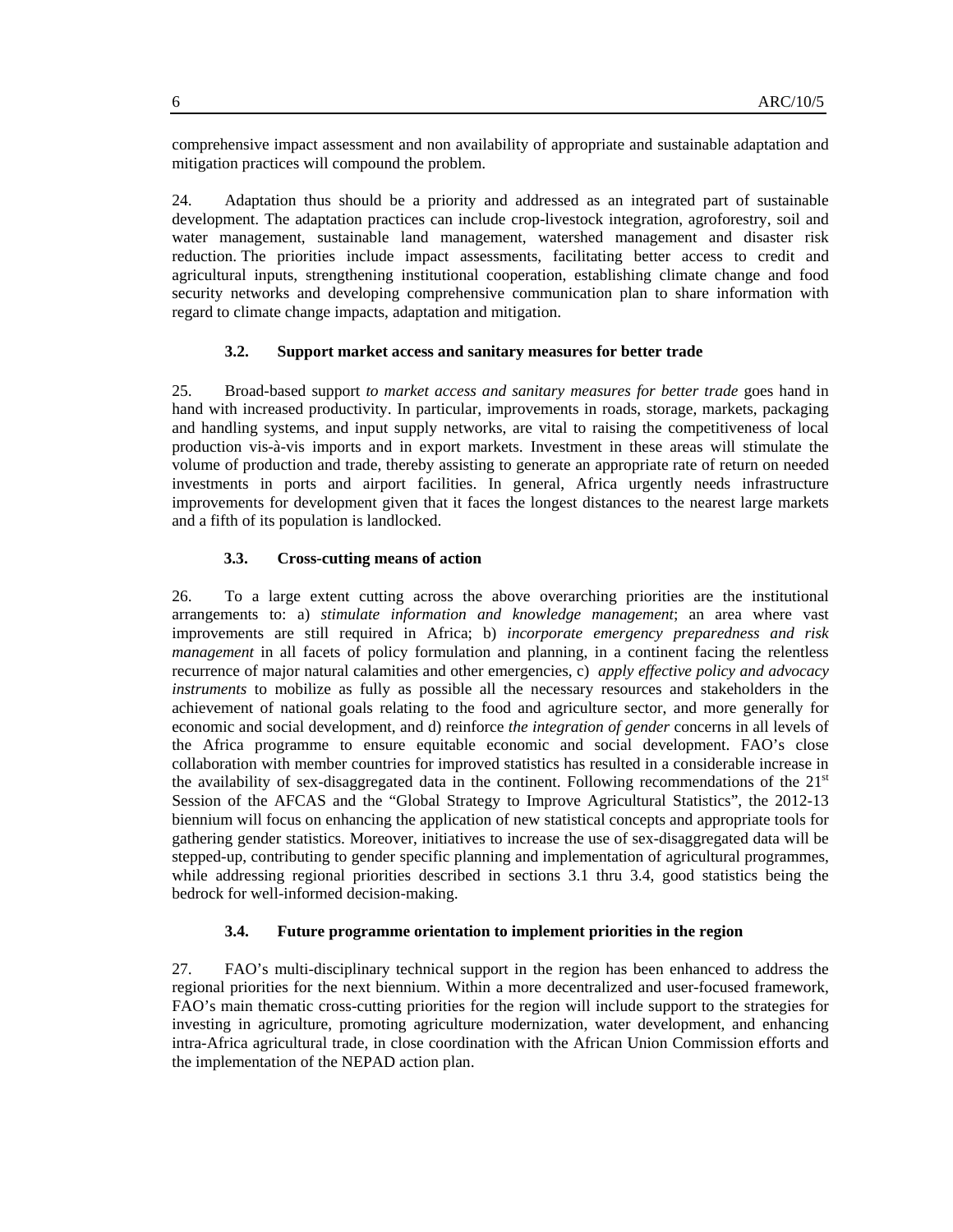comprehensive impact assessment and non availability of appropriate and sustainable adaptation and mitigation practices will compound the problem.

24. Adaptation thus should be a priority and addressed as an integrated part of sustainable development. The adaptation practices can include crop-livestock integration, agroforestry, soil and water management, sustainable land management, watershed management and disaster risk reduction. The priorities include impact assessments, facilitating better access to credit and agricultural inputs, strengthening institutional cooperation, establishing climate change and food security networks and developing comprehensive communication plan to share information with regard to climate change impacts, adaptation and mitigation.

### 3.2. Support market access and sanitary measures for better trade

25. Broad-based support *to market access and sanitary measures for better trade* goes hand in hand with increased productivity. In particular, improvements in roads, storage, markets, packaging and handling systems, and input supply networks, are vital to raising the competitiveness of local production vis-à-vis imports and in export markets. Investment in these areas will stimulate the volume of production and trade, thereby assisting to generate an appropriate rate of return on needed investments in ports and airport facilities. In general, Africa urgently needs infrastructure improvements for development given that it faces the longest distances to the nearest large markets and a fifth of its population is landlocked.

### 3.3. Cross-cutting means of action

26. To a large extent cutting across the above overarching priorities are the institutional arrangements to: a) *stimulate information and knowledge management*; an area where vast improvements are still required in Africa; b) *incorporate emergency preparedness and risk management* in all facets of policy formulation and planning, in a continent facing the relentless recurrence of major natural calamities and other emergencies, c) *apply effective policy and advocacy instruments* to mobilize as fully as possible all the necessary resources and stakeholders in the achievement of national goals relating to the food and agriculture sector, and more generally for economic and social development, and d) reinforce *the integration of gender* concerns in all levels of the Africa programme to ensure equitable economic and social development. FAO's close collaboration with member countries for improved statistics has resulted in a considerable increase in the availability of sex-disaggregated data in the continent. Following recommendations of the 21st Session of the AFCAS and the "Global Strategy to Improve Agricultural Statistics", the 2012-13 biennium will focus on enhancing the application of new statistical concepts and appropriate tools for gathering gender statistics. Moreover, initiatives to increase the use of sex-disaggregated data will be stepped-up, contributing to gender specific planning and implementation of agricultural programmes, while addressing regional priorities described in sections 3.1 thru 3.4, good statistics being the bedrock for well-informed decision-making.

### 3.4. Future programme orientation to implement priorities in the region

27. FAO's multi-disciplinary technical support in the region has been enhanced to address the regional priorities for the next biennium. Within a more decentralized and user-focused framework, FAO's main thematic cross-cutting priorities for the region will include support to the strategies for investing in agriculture, promoting agriculture modernization, water development, and enhancing intra-Africa agricultural trade, in close coordination with the African Union Commission efforts and the implementation of the NEPAD action plan.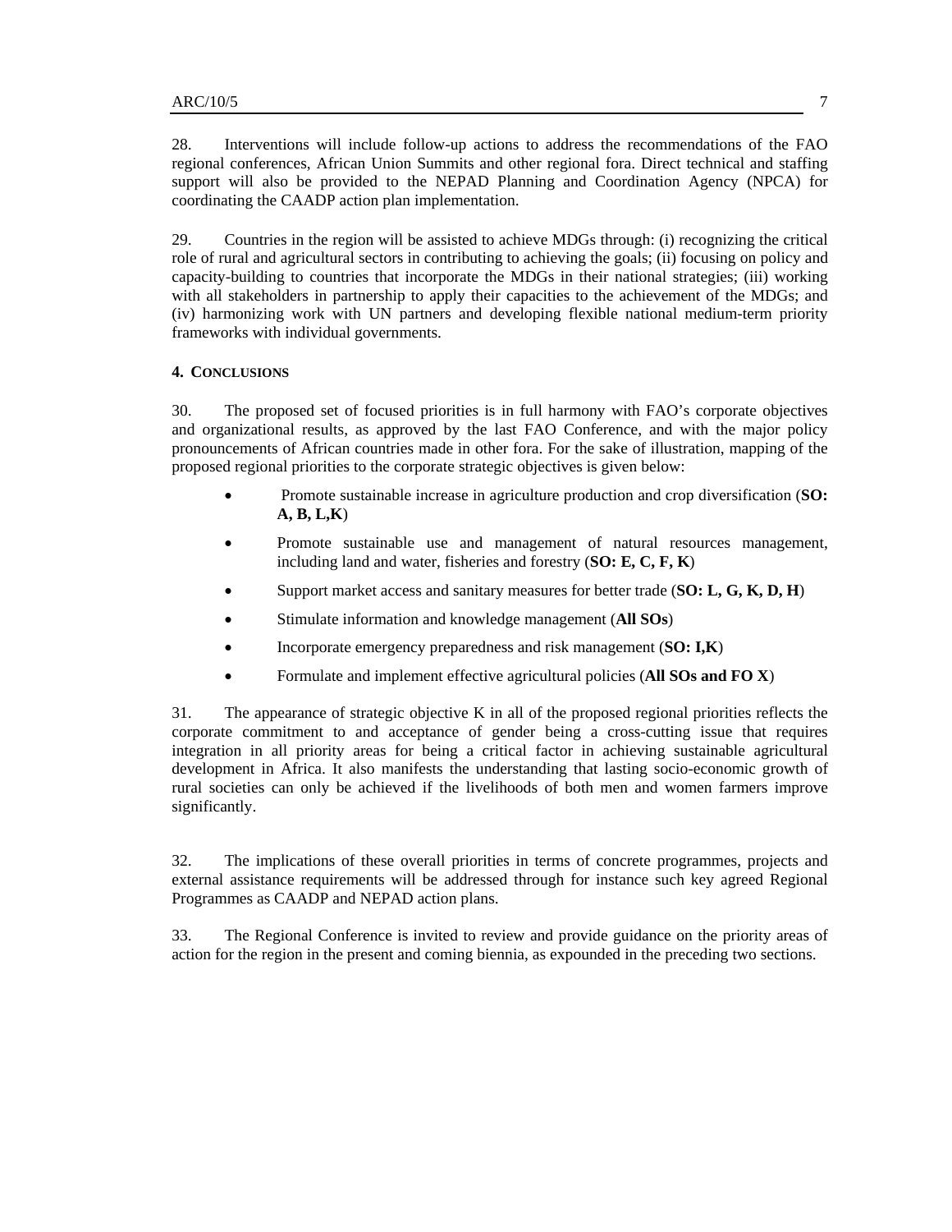28. Interventions will include follow-up actions to address the recommendations of the FAO regional conferences, African Union Summits and other regional fora. Direct technical and staffing support will also be provided to the NEPAD Planning and Coordination Agency (NPCA) for coordinating the CAADP action plan implementation.

29. Countries in the region will be assisted to achieve MDGs through: (i) recognizing the critical role of rural and agricultural sectors in contributing to achieving the goals; (ii) focusing on policy and capacity-building to countries that incorporate the MDGs in their national strategies; (iii) working with all stakeholders in partnership to apply their capacities to the achievement of the MDGs; and (iv) harmonizing work with UN partners and developing flexible national medium-term priority frameworks with individual governments.

## 4. CONCLUSIONS

30. The proposed set of focused priorities is in full harmony with FAO's corporate objectives and organizational results, as approved by the last FAO Conference, and with the major policy pronouncements of African countries made in other fora. For the sake of illustration, mapping of the proposed regional priorities to the corporate strategic objectives is given below:

- Promote sustainable increase in agriculture production and crop diversification (**SO: A, B, L,K**)
- Promote sustainable use and management of natural resources management, including land and water, fisheries and forestry (**SO: E, C, F, K**)
- Support market access and sanitary measures for better trade (**SO: L, G, K, D, H**)
- Stimulate information and knowledge management (**All SOs**)
- Incorporate emergency preparedness and risk management (**SO: I,K**)
- Formulate and implement effective agricultural policies (**All SOs and FO X**)

31. The appearance of strategic objective K in all of the proposed regional priorities reflects the corporate commitment to and acceptance of gender being a cross-cutting issue that requires integration in all priority areas for being a critical factor in achieving sustainable agricultural development in Africa. It also manifests the understanding that lasting socio-economic growth of rural societies can only be achieved if the livelihoods of both men and women farmers improve significantly.

32. The implications of these overall priorities in terms of concrete programmes, projects and external assistance requirements will be addressed through for instance such key agreed Regional Programmes as CAADP and NEPAD action plans.

33. The Regional Conference is invited to review and provide guidance on the priority areas of action for the region in the present and coming biennia, as expounded in the preceding two sections.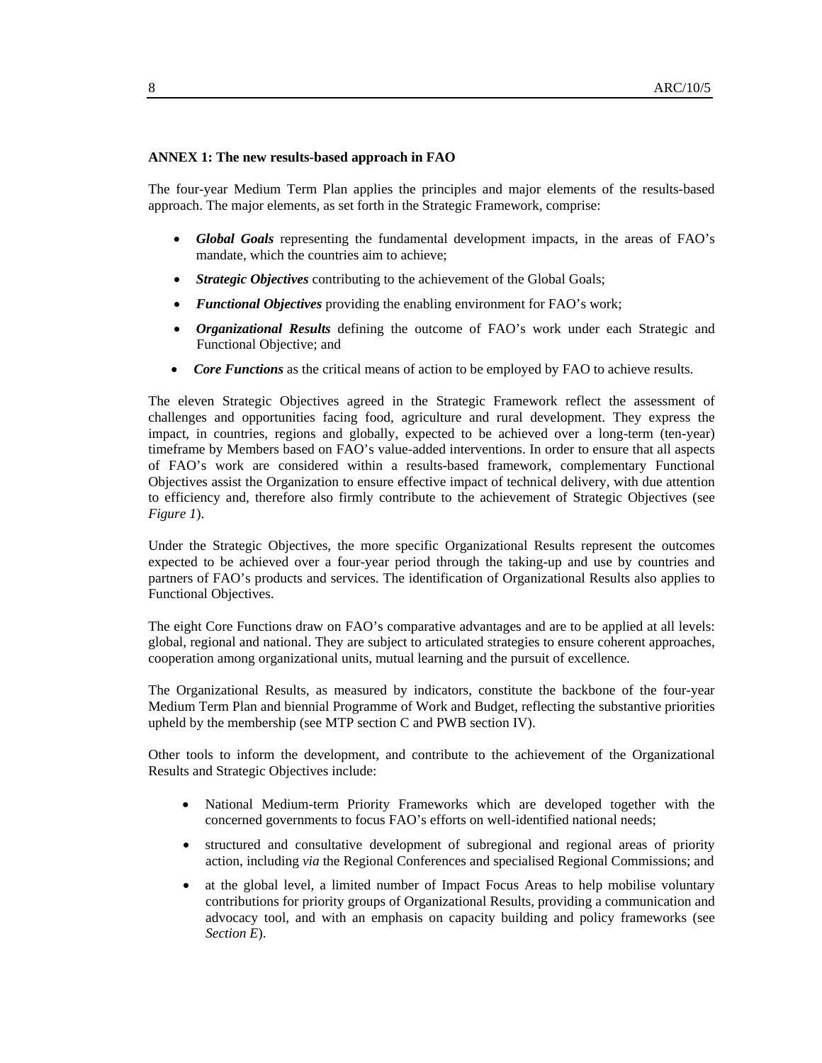**ANNEX 1: The new results-based approach in FAO**

The four-year Medium Term Plan applies the principles and major elements of the results-based approach. The major elements, as set forth in the Strategic Framework, comprise:

- ***Global Goals*** representing the fundamental development impacts, in the areas of FAO's mandate, which the countries aim to achieve;
- ***Strategic Objectives*** contributing to the achievement of the Global Goals;
- ***Functional Objectives*** providing the enabling environment for FAO's work;
- ***Organizational Results*** defining the outcome of FAO's work under each Strategic and Functional Objective; and
- ***Core Functions*** as the critical means of action to be employed by FAO to achieve results.

The eleven Strategic Objectives agreed in the Strategic Framework reflect the assessment of challenges and opportunities facing food, agriculture and rural development. They express the impact, in countries, regions and globally, expected to be achieved over a long-term (ten-year) timeframe by Members based on FAO's value-added interventions. In order to ensure that all aspects of FAO's work are considered within a results-based framework, complementary Functional Objectives assist the Organization to ensure effective impact of technical delivery, with due attention to efficiency and, therefore also firmly contribute to the achievement of Strategic Objectives (see *Figure 1*).

Under the Strategic Objectives, the more specific Organizational Results represent the outcomes expected to be achieved over a four-year period through the taking-up and use by countries and partners of FAO's products and services. The identification of Organizational Results also applies to Functional Objectives.

The eight Core Functions draw on FAO's comparative advantages and are to be applied at all levels: global, regional and national. They are subject to articulated strategies to ensure coherent approaches, cooperation among organizational units, mutual learning and the pursuit of excellence.

The Organizational Results, as measured by indicators, constitute the backbone of the four-year Medium Term Plan and biennial Programme of Work and Budget, reflecting the substantive priorities upheld by the membership (see MTP section C and PWB section IV).

Other tools to inform the development, and contribute to the achievement of the Organizational Results and Strategic Objectives include:

- National Medium-term Priority Frameworks which are developed together with the concerned governments to focus FAO's efforts on well-identified national needs;
- structured and consultative development of subregional and regional areas of priority action, including *via* the Regional Conferences and specialised Regional Commissions; and
- at the global level, a limited number of Impact Focus Areas to help mobilise voluntary contributions for priority groups of Organizational Results, providing a communication and advocacy tool, and with an emphasis on capacity building and policy frameworks (see *Section E*).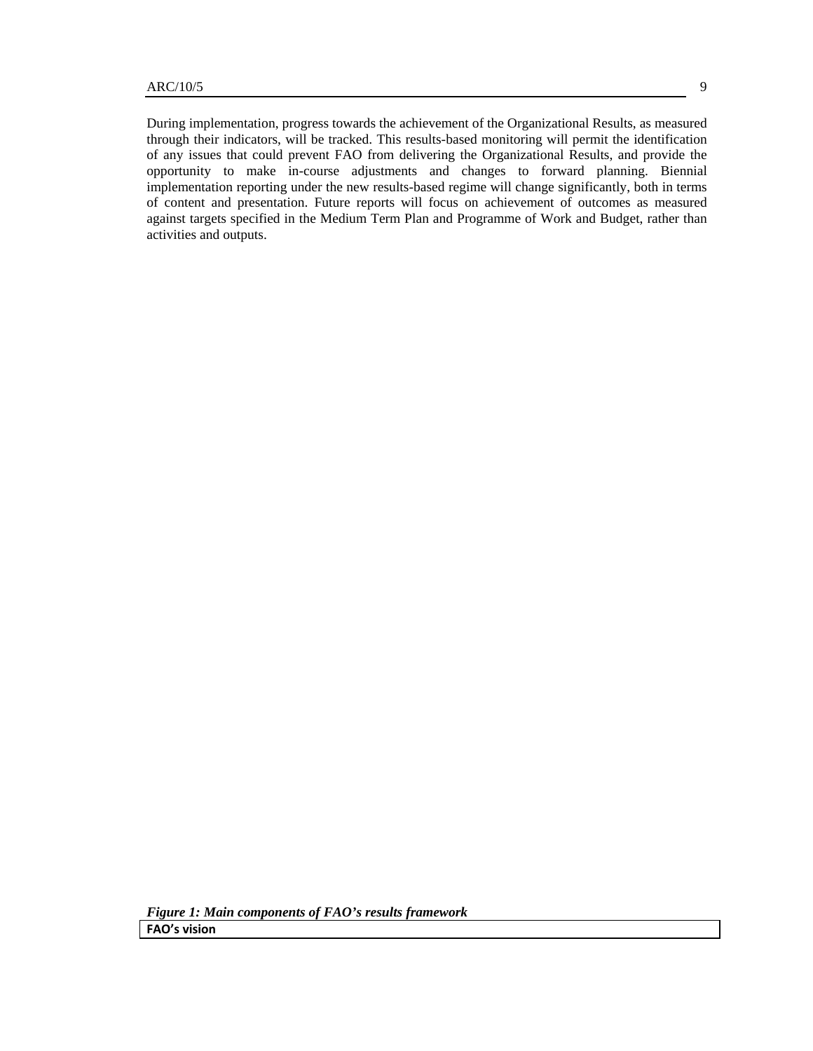During implementation, progress towards the achievement of the Organizational Results, as measured through their indicators, will be tracked. This results-based monitoring will permit the identification of any issues that could prevent FAO from delivering the Organizational Results, and provide the opportunity to make in-course adjustments and changes to forward planning. Biennial implementation reporting under the new results-based regime will change significantly, both in terms of content and presentation. Future reports will focus on achievement of outcomes as measured against targets specified in the Medium Term Plan and Programme of Work and Budget, rather than activities and outputs.

***Figure 1: Main components of FAO's results framework***

| **FAO's vision** |
| --- |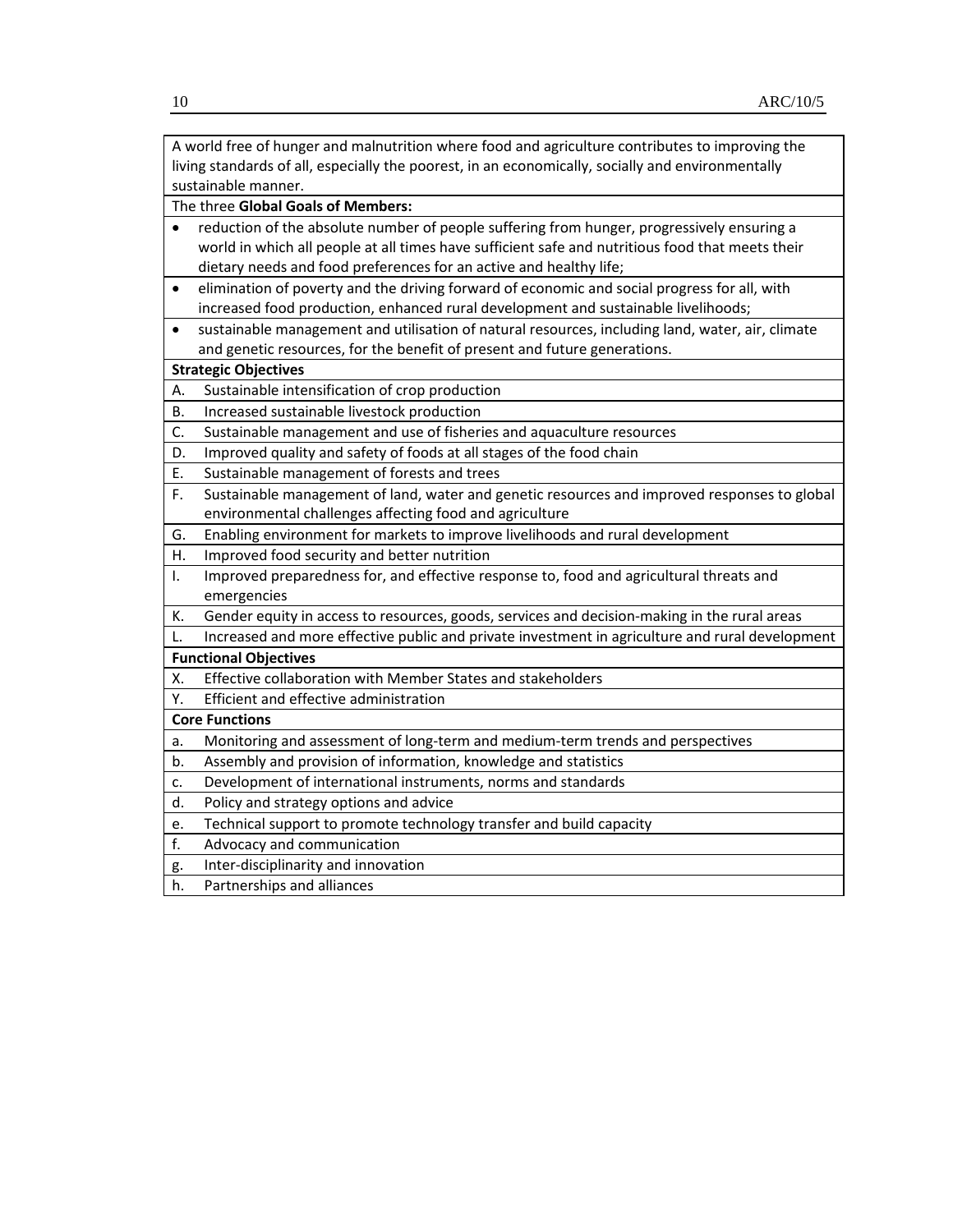| A world free of hunger and malnutrition where food and agriculture contributes to improving the living standards of all, especially the poorest, in an economically, socially and environmentally sustainable manner. |
|---|
| The three **Global Goals of Members:** |
| • reduction of the absolute number of people suffering from hunger, progressively ensuring a world in which all people at all times have sufficient safe and nutritious food that meets their dietary needs and food preferences for an active and healthy life; |
| • elimination of poverty and the driving forward of economic and social progress for all, with increased food production, enhanced rural development and sustainable livelihoods; |
| • sustainable management and utilisation of natural resources, including land, water, air, climate and genetic resources, for the benefit of present and future generations. |
| **Strategic Objectives** |
| A. Sustainable intensification of crop production |
| B. Increased sustainable livestock production |
| C. Sustainable management and use of fisheries and aquaculture resources |
| D. Improved quality and safety of foods at all stages of the food chain |
| E. Sustainable management of forests and trees |
| F. Sustainable management of land, water and genetic resources and improved responses to global environmental challenges affecting food and agriculture |
| G. Enabling environment for markets to improve livelihoods and rural development |
| H. Improved food security and better nutrition |
| I. Improved preparedness for, and effective response to, food and agricultural threats and emergencies |
| K. Gender equity in access to resources, goods, services and decision-making in the rural areas |
| L. Increased and more effective public and private investment in agriculture and rural development |
| **Functional Objectives** |
| X. Effective collaboration with Member States and stakeholders |
| Y. Efficient and effective administration |
| **Core Functions** |
| a. Monitoring and assessment of long-term and medium-term trends and perspectives |
| b. Assembly and provision of information, knowledge and statistics |
| c. Development of international instruments, norms and standards |
| d. Policy and strategy options and advice |
| e. Technical support to promote technology transfer and build capacity |
| f. Advocacy and communication |
| g. Inter-disciplinarity and innovation |
| h. Partnerships and alliances |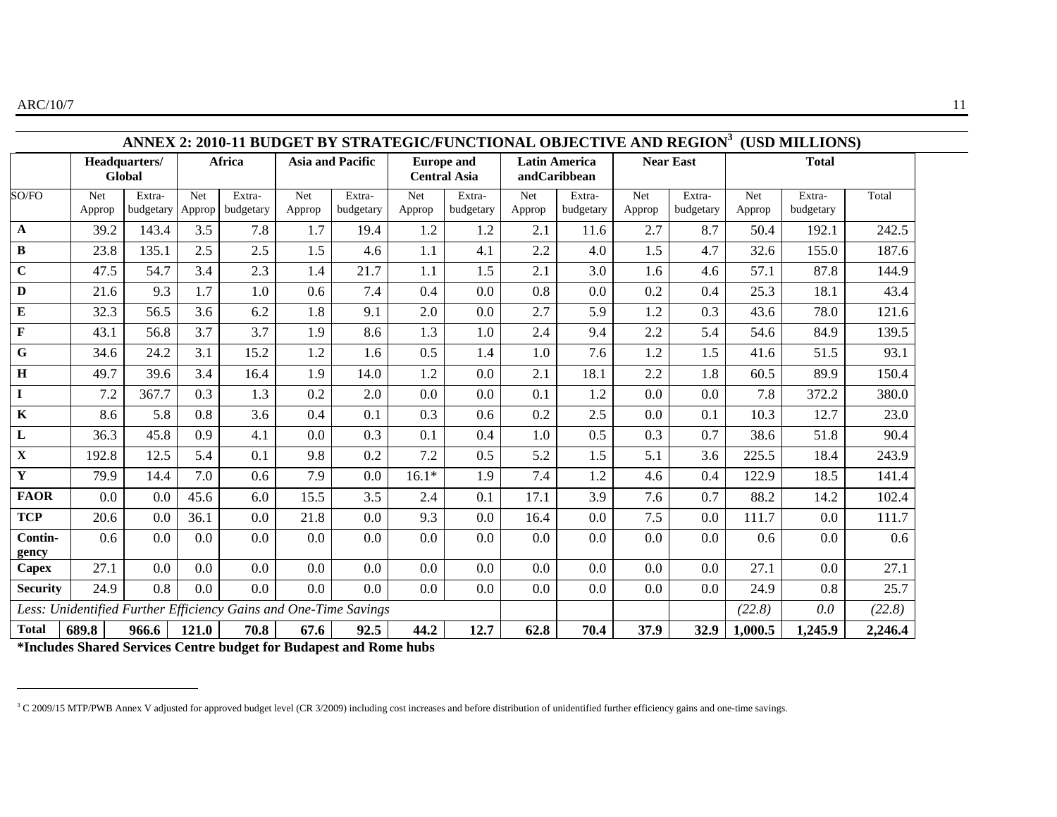## ANNEX 2: 2010-11 BUDGET BY STRATEGIC/FUNCTIONAL OBJECTIVE AND REGION[3] (USD MILLIONS)

| | Headquarters/ Global | | Africa | | Asia and Pacific | | Europe and Central Asia | | Latin America andCaribbean | | Near East | | Total | | |
|---|---|---|---|---|---|---|---|---|---|---|---|---|---|---|---|
| SO/FO | Net Approp | Extra-budgetary | Net Approp | Extra-budgetary | Net Approp | Extra-budgetary | Net Approp | Extra-budgetary | Net Approp | Extra-budgetary | Net Approp | Extra-budgetary | Net Approp | Extra-budgetary | Total |
| **A** | 39.2 | 143.4 | 3.5 | 7.8 | 1.7 | 19.4 | 1.2 | 1.2 | 2.1 | 11.6 | 2.7 | 8.7 | 50.4 | 192.1 | 242.5 |
| **B** | 23.8 | 135.1 | 2.5 | 2.5 | 1.5 | 4.6 | 1.1 | 4.1 | 2.2 | 4.0 | 1.5 | 4.7 | 32.6 | 155.0 | 187.6 |
| **C** | 47.5 | 54.7 | 3.4 | 2.3 | 1.4 | 21.7 | 1.1 | 1.5 | 2.1 | 3.0 | 1.6 | 4.6 | 57.1 | 87.8 | 144.9 |
| **D** | 21.6 | 9.3 | 1.7 | 1.0 | 0.6 | 7.4 | 0.4 | 0.0 | 0.8 | 0.0 | 0.2 | 0.4 | 25.3 | 18.1 | 43.4 |
| **E** | 32.3 | 56.5 | 3.6 | 6.2 | 1.8 | 9.1 | 2.0 | 0.0 | 2.7 | 5.9 | 1.2 | 0.3 | 43.6 | 78.0 | 121.6 |
| **F** | 43.1 | 56.8 | 3.7 | 3.7 | 1.9 | 8.6 | 1.3 | 1.0 | 2.4 | 9.4 | 2.2 | 5.4 | 54.6 | 84.9 | 139.5 |
| **G** | 34.6 | 24.2 | 3.1 | 15.2 | 1.2 | 1.6 | 0.5 | 1.4 | 1.0 | 7.6 | 1.2 | 1.5 | 41.6 | 51.5 | 93.1 |
| **H** | 49.7 | 39.6 | 3.4 | 16.4 | 1.9 | 14.0 | 1.2 | 0.0 | 2.1 | 18.1 | 2.2 | 1.8 | 60.5 | 89.9 | 150.4 |
| **I** | 7.2 | 367.7 | 0.3 | 1.3 | 0.2 | 2.0 | 0.0 | 0.0 | 0.1 | 1.2 | 0.0 | 0.0 | 7.8 | 372.2 | 380.0 |
| **K** | 8.6 | 5.8 | 0.8 | 3.6 | 0.4 | 0.1 | 0.3 | 0.6 | 0.2 | 2.5 | 0.0 | 0.1 | 10.3 | 12.7 | 23.0 |
| **L** | 36.3 | 45.8 | 0.9 | 4.1 | 0.0 | 0.3 | 0.1 | 0.4 | 1.0 | 0.5 | 0.3 | 0.7 | 38.6 | 51.8 | 90.4 |
| **X** | 192.8 | 12.5 | 5.4 | 0.1 | 9.8 | 0.2 | 7.2 | 0.5 | 5.2 | 1.5 | 5.1 | 3.6 | 225.5 | 18.4 | 243.9 |
| **Y** | 79.9 | 14.4 | 7.0 | 0.6 | 7.9 | 0.0 | 16.1* | 1.9 | 7.4 | 1.2 | 4.6 | 0.4 | 122.9 | 18.5 | 141.4 |
| **FAOR** | 0.0 | 0.0 | 45.6 | 6.0 | 15.5 | 3.5 | 2.4 | 0.1 | 17.1 | 3.9 | 7.6 | 0.7 | 88.2 | 14.2 | 102.4 |
| **TCP** | 20.6 | 0.0 | 36.1 | 0.0 | 21.8 | 0.0 | 9.3 | 0.0 | 16.4 | 0.0 | 7.5 | 0.0 | 111.7 | 0.0 | 111.7 |
| **Contin-gency** | 0.6 | 0.0 | 0.0 | 0.0 | 0.0 | 0.0 | 0.0 | 0.0 | 0.0 | 0.0 | 0.0 | 0.0 | 0.6 | 0.0 | 0.6 |
| **Capex** | 27.1 | 0.0 | 0.0 | 0.0 | 0.0 | 0.0 | 0.0 | 0.0 | 0.0 | 0.0 | 0.0 | 0.0 | 27.1 | 0.0 | 27.1 |
| **Security** | 24.9 | 0.8 | 0.0 | 0.0 | 0.0 | 0.0 | 0.0 | 0.0 | 0.0 | 0.0 | 0.0 | 0.0 | 24.9 | 0.8 | 25.7 |
| *Less: Unidentified Further Efficiency Gains and One-Time Savings* | | | | | | | | | | | | | *(22.8)* | *0.0* | *(22.8)* |
| **Total** | **689.8** | **966.6** | **121.0** | **70.8** | **67.6** | **92.5** | **44.2** | **12.7** | **62.8** | **70.4** | **37.9** | **32.9** | **1,000.5** | **1,245.9** | **2,246.4** |

**\*Includes Shared Services Centre budget for Budapest and Rome hubs**

[3] C 2009/15 MTP/PWB Annex V adjusted for approved budget level (CR 3/2009) including cost increases and before distribution of unidentified further efficiency gains and one-time savings.